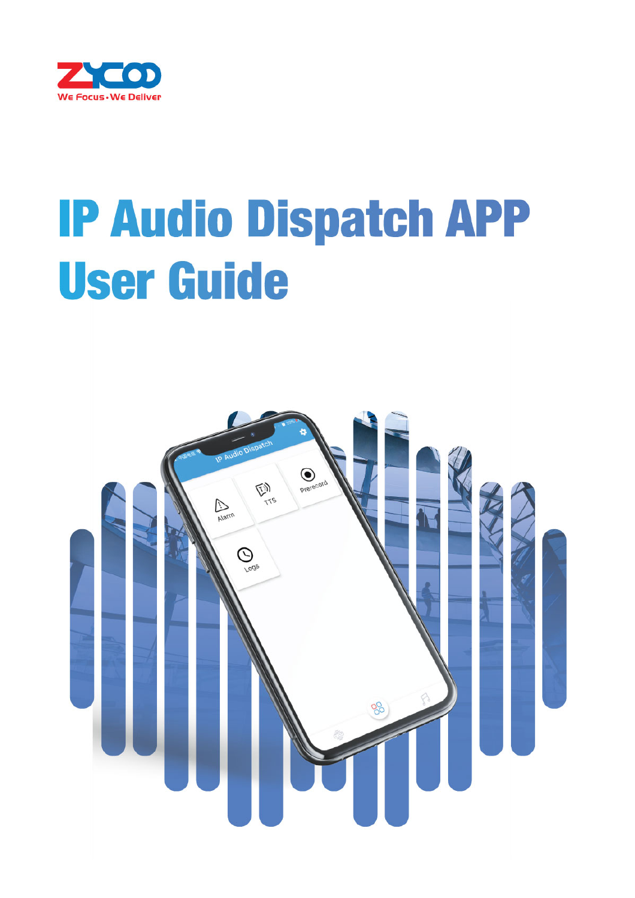ZYCOO

We Focus · We Deliver

# IP Audio Dispatch APP User Guide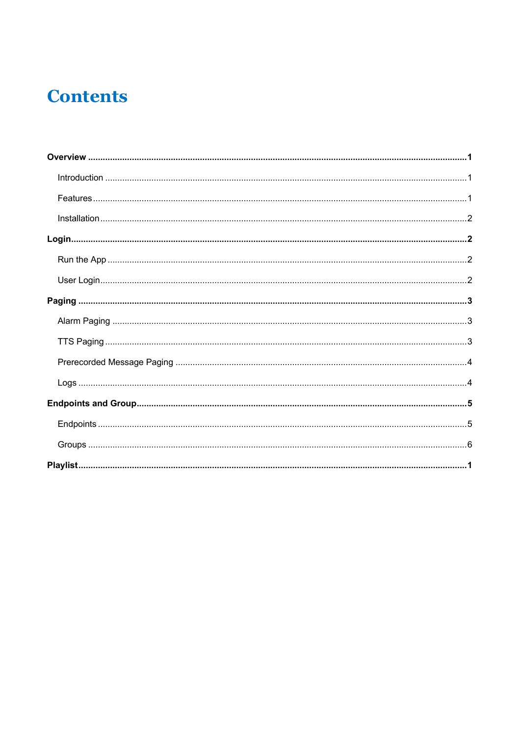# Contents

**Overview** ........................................................................................................ **1**

- Introduction ........................................................................................................ 1
- Features ........................................................................................................ 1
- Installation ........................................................................................................ 2

**Login** ........................................................................................................ **2**

- Run the App ........................................................................................................ 2
- User Login ........................................................................................................ 2

**Paging** ........................................................................................................ **3**

- Alarm Paging ........................................................................................................ 3
- TTS Paging ........................................................................................................ 3
- Prerecorded Message Paging ........................................................................................................ 4
- Logs ........................................................................................................ 4

**Endpoints and Group** ........................................................................................................ **5**

- Endpoints ........................................................................................................ 5
- Groups ........................................................................................................ 6

**Playlist** ........................................................................................................ **1**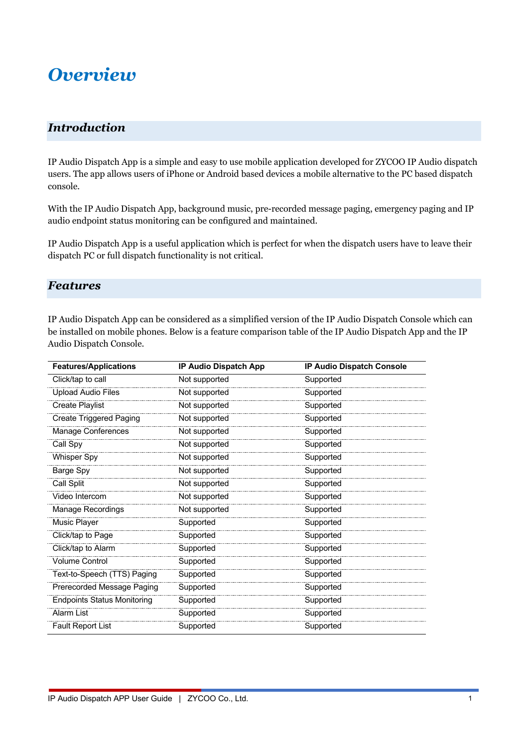# *Overview*

## *Introduction*

IP Audio Dispatch App is a simple and easy to use mobile application developed for ZYCOO IP Audio dispatch users. The app allows users of iPhone or Android based devices a mobile alternative to the PC based dispatch console.

With the IP Audio Dispatch App, background music, pre-recorded message paging, emergency paging and IP audio endpoint status monitoring can be configured and maintained.

IP Audio Dispatch App is a useful application which is perfect for when the dispatch users have to leave their dispatch PC or full dispatch functionality is not critical.

## *Features*

IP Audio Dispatch App can be considered as a simplified version of the IP Audio Dispatch Console which can be installed on mobile phones. Below is a feature comparison table of the IP Audio Dispatch App and the IP Audio Dispatch Console.

| Features/Applications | IP Audio Dispatch App | IP Audio Dispatch Console |
|---|---|---|
| Click/tap to call | Not supported | Supported |
| Upload Audio Files | Not supported | Supported |
| Create Playlist | Not supported | Supported |
| Create Triggered Paging | Not supported | Supported |
| Manage Conferences | Not supported | Supported |
| Call Spy | Not supported | Supported |
| Whisper Spy | Not supported | Supported |
| Barge Spy | Not supported | Supported |
| Call Split | Not supported | Supported |
| Video Intercom | Not supported | Supported |
| Manage Recordings | Not supported | Supported |
| Music Player | Supported | Supported |
| Click/tap to Page | Supported | Supported |
| Click/tap to Alarm | Supported | Supported |
| Volume Control | Supported | Supported |
| Text-to-Speech (TTS) Paging | Supported | Supported |
| Prerecorded Message Paging | Supported | Supported |
| Endpoints Status Monitoring | Supported | Supported |
| Alarm List | Supported | Supported |
| Fault Report List | Supported | Supported |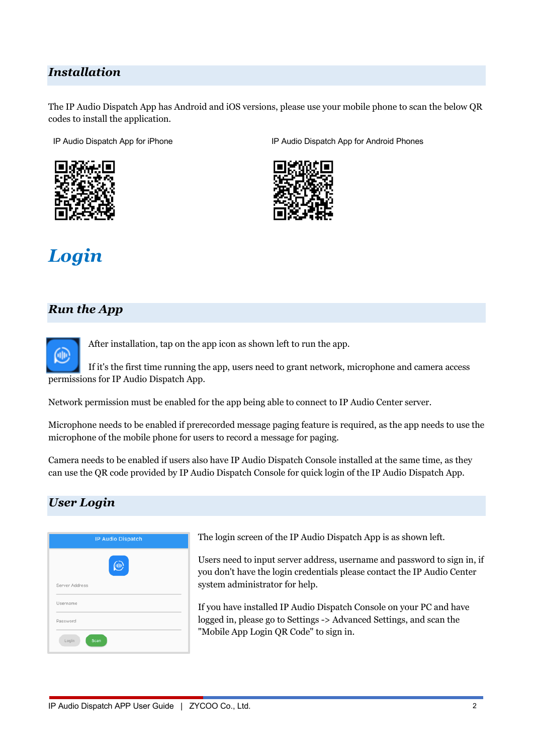## Installation

The IP Audio Dispatch App has Android and iOS versions, please use your mobile phone to scan the below QR codes to install the application.

IP Audio Dispatch App for iPhone

IP Audio Dispatch App for Android Phones

# Login

## Run the App

After installation, tap on the app icon as shown left to run the app.

If it's the first time running the app, users need to grant network, microphone and camera access permissions for IP Audio Dispatch App.

Network permission must be enabled for the app being able to connect to IP Audio Center server.

Microphone needs to be enabled if prerecorded message paging feature is required, as the app needs to use the microphone of the mobile phone for users to record a message for paging.

Camera needs to be enabled if users also have IP Audio Dispatch Console installed at the same time, as they can use the QR code provided by IP Audio Dispatch Console for quick login of the IP Audio Dispatch App.

## User Login

The login screen of the IP Audio Dispatch App is as shown left.

Users need to input server address, username and password to sign in, if you don't have the login credentials please contact the IP Audio Center system administrator for help.

If you have installed IP Audio Dispatch Console on your PC and have logged in, please go to Settings -> Advanced Settings, and scan the "Mobile App Login QR Code" to sign in.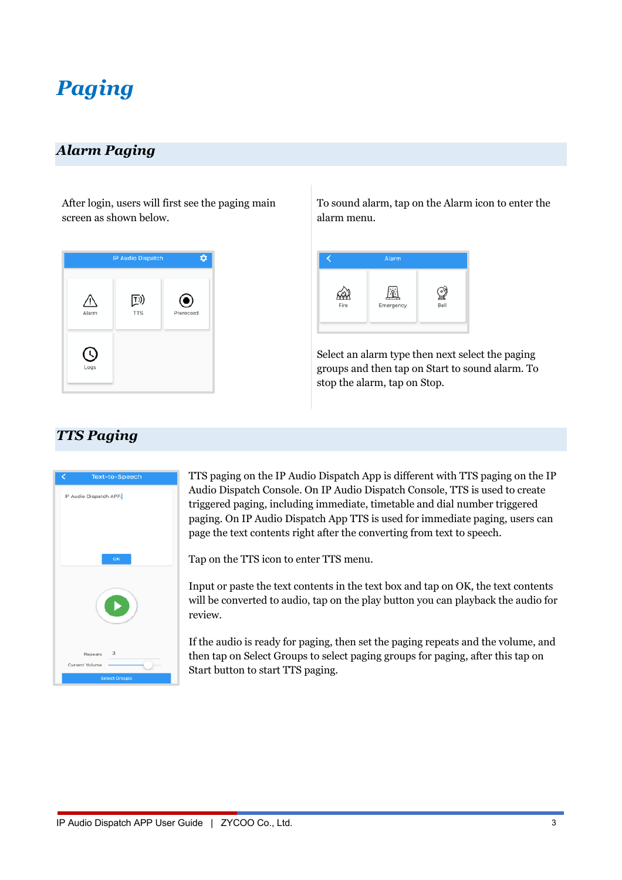# Paging

## Alarm Paging

After login, users will first see the paging main screen as shown below.

To sound alarm, tap on the Alarm icon to enter the alarm menu.

Select an alarm type then next select the paging groups and then tap on Start to sound alarm. To stop the alarm, tap on Stop.

## TTS Paging

TTS paging on the IP Audio Dispatch App is different with TTS paging on the IP Audio Dispatch Console. On IP Audio Dispatch Console, TTS is used to create triggered paging, including immediate, timetable and dial number triggered paging. On IP Audio Dispatch App TTS is used for immediate paging, users can page the text contents right after the converting from text to speech.

Tap on the TTS icon to enter TTS menu.

Input or paste the text contents in the text box and tap on OK, the text contents will be converted to audio, tap on the play button you can playback the audio for review.

If the audio is ready for paging, then set the paging repeats and the volume, and then tap on Select Groups to select paging groups for paging, after this tap on Start button to start TTS paging.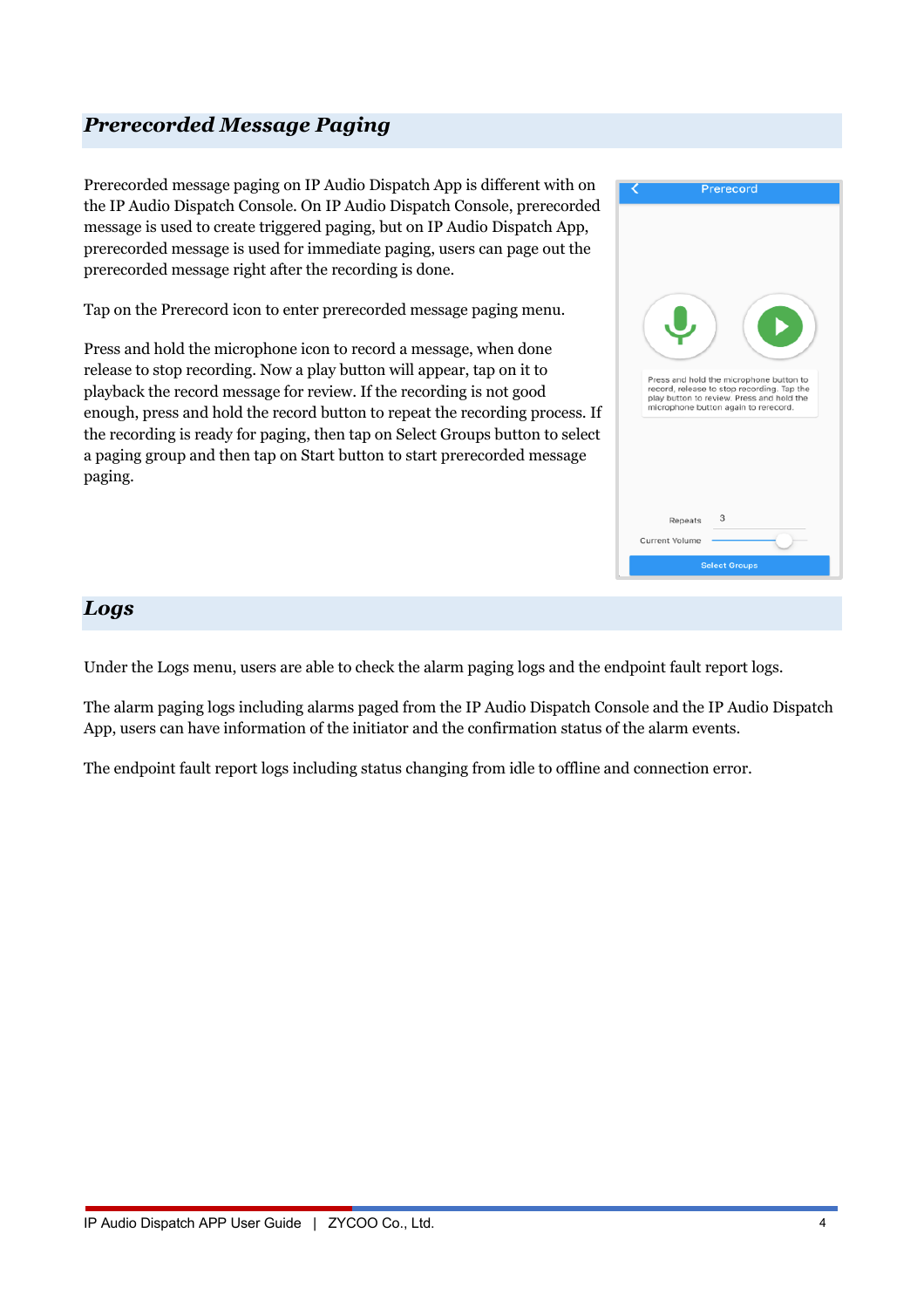## *Prerecorded Message Paging*

Prerecorded message paging on IP Audio Dispatch App is different with on the IP Audio Dispatch Console. On IP Audio Dispatch Console, prerecorded message is used to create triggered paging, but on IP Audio Dispatch App, prerecorded message is used for immediate paging, users can page out the prerecorded message right after the recording is done.

Tap on the Prerecord icon to enter prerecorded message paging menu.

Press and hold the microphone icon to record a message, when done release to stop recording. Now a play button will appear, tap on it to playback the record message for review. If the recording is not good enough, press and hold the record button to repeat the recording process. If the recording is ready for paging, then tap on Select Groups button to select a paging group and then tap on Start button to start prerecorded message paging.

## *Logs*

Under the Logs menu, users are able to check the alarm paging logs and the endpoint fault report logs.

The alarm paging logs including alarms paged from the IP Audio Dispatch Console and the IP Audio Dispatch App, users can have information of the initiator and the confirmation status of the alarm events.

The endpoint fault report logs including status changing from idle to offline and connection error.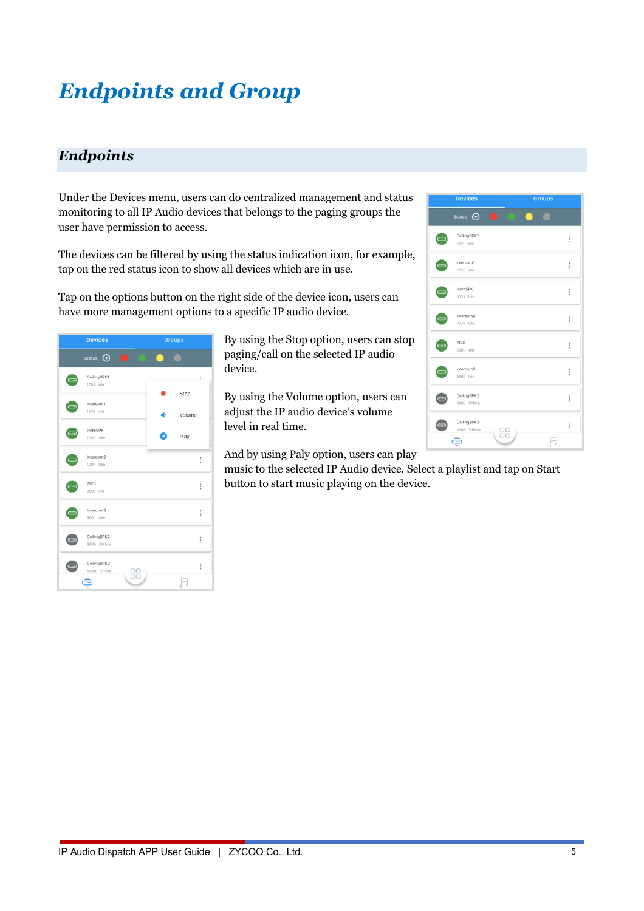# Endpoints and Group

## Endpoints

Under the Devices menu, users can do centralized management and status monitoring to all IP Audio devices that belongs to the paging groups that the user have permission to access.

The devices can be filtered by using the status indication icon, for example, tap on the red status icon to show all devices which are in use.

Tap on the options button on the right side of the device icon, users can have more management options to a specific IP audio device.

By using the Stop option, users can stop paging/call on the selected IP audio device.

By using the Volume option, users can adjust the IP audio device's volume level in real time.

And by using Paly option, users can play music to the selected IP Audio device. Select a playlist and tap on Start button to start music playing on the device.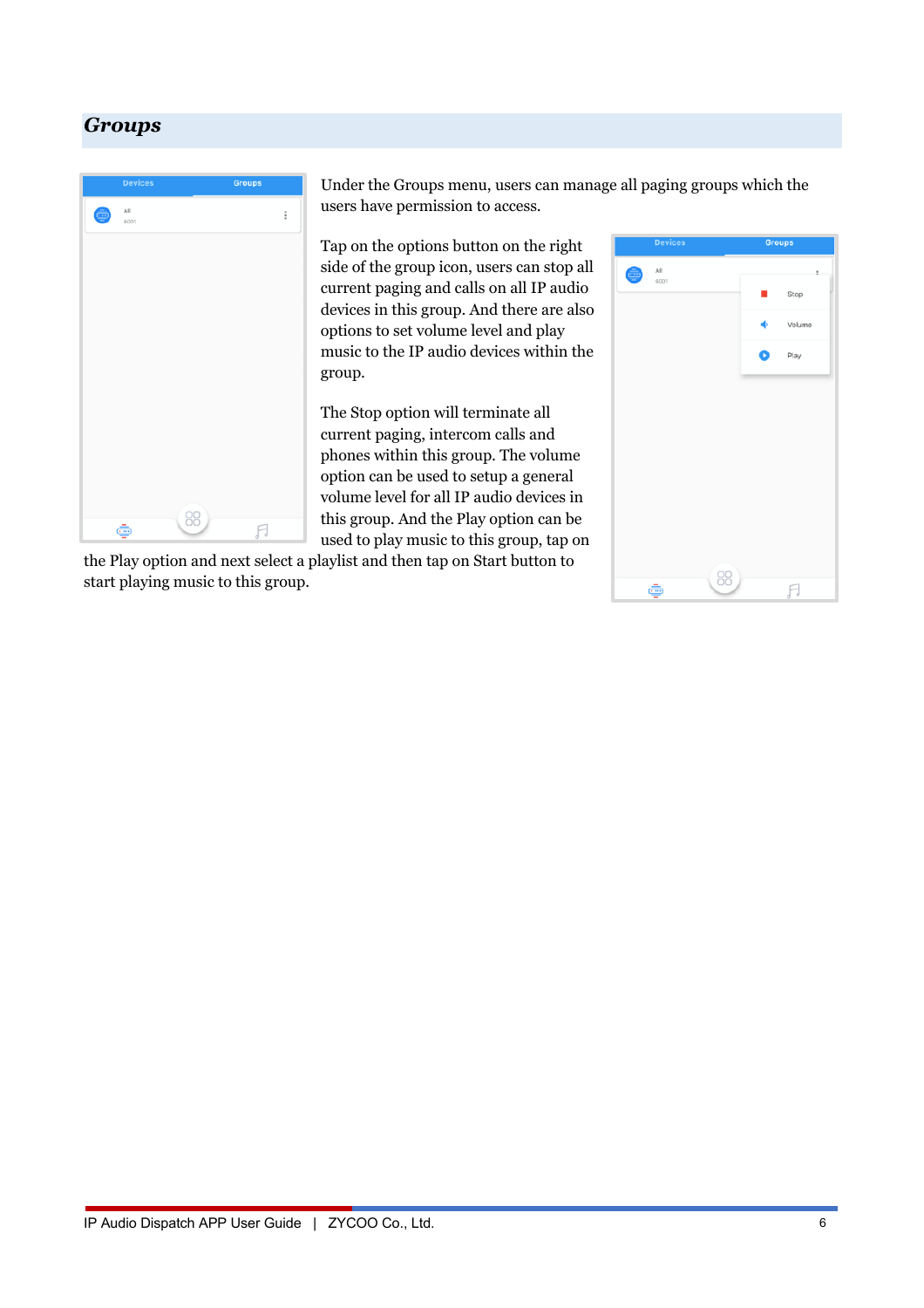## Groups

Under the Groups menu, users can manage all paging groups which the users have permission to access.

Tap on the options button on the right side of the group icon, users can stop all current paging and calls on all IP audio devices in this group. And there are also options to set volume level and play music to the IP audio devices within the group.

The Stop option will terminate all current paging, intercom calls and phones within this group. The volume option can be used to setup a general volume level for all IP audio devices in this group. And the Play option can be used to play music to this group, tap on the Play option and next select a playlist and then tap on Start button to start playing music to this group.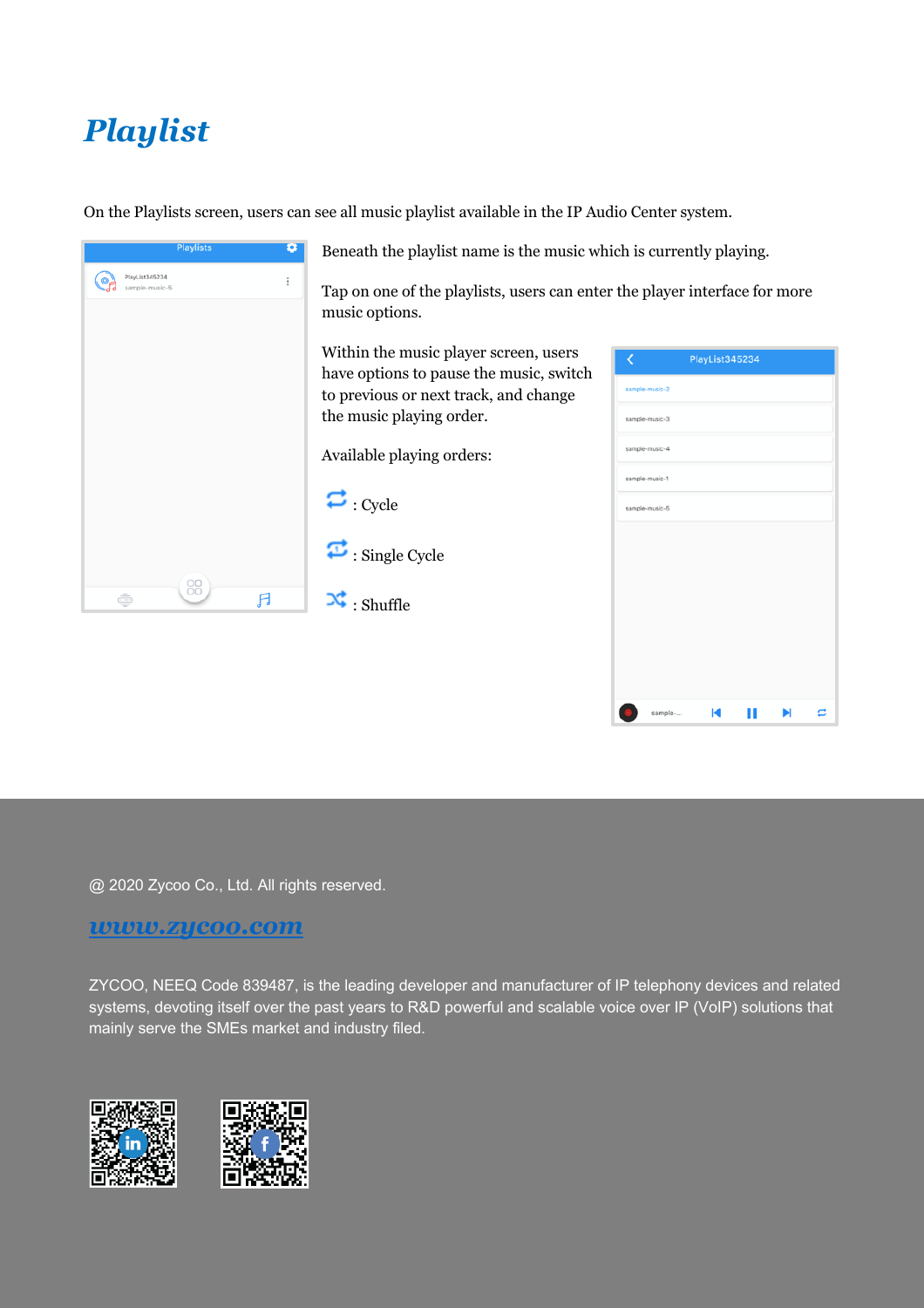# Playlist

On the Playlists screen, users can see all music playlist available in the IP Audio Center system.

Beneath the playlist name is the music which is currently playing.

Tap on one of the playlists, users can enter the player interface for more music options.

Within the music player screen, users have options to pause the music, switch to previous or next track, and change the music playing order.

Available playing orders:

: Cycle

: Single Cycle

: Shuffle

@ 2020 Zycoo Co., Ltd. All rights reserved.

www.zycoo.com

ZYCOO, NEEQ Code 839487, is the leading developer and manufacturer of IP telephony devices and related systems, devoting itself over the past years to R&D powerful and scalable voice over IP (VoIP) solutions that mainly serve the SMEs market and industry filed.